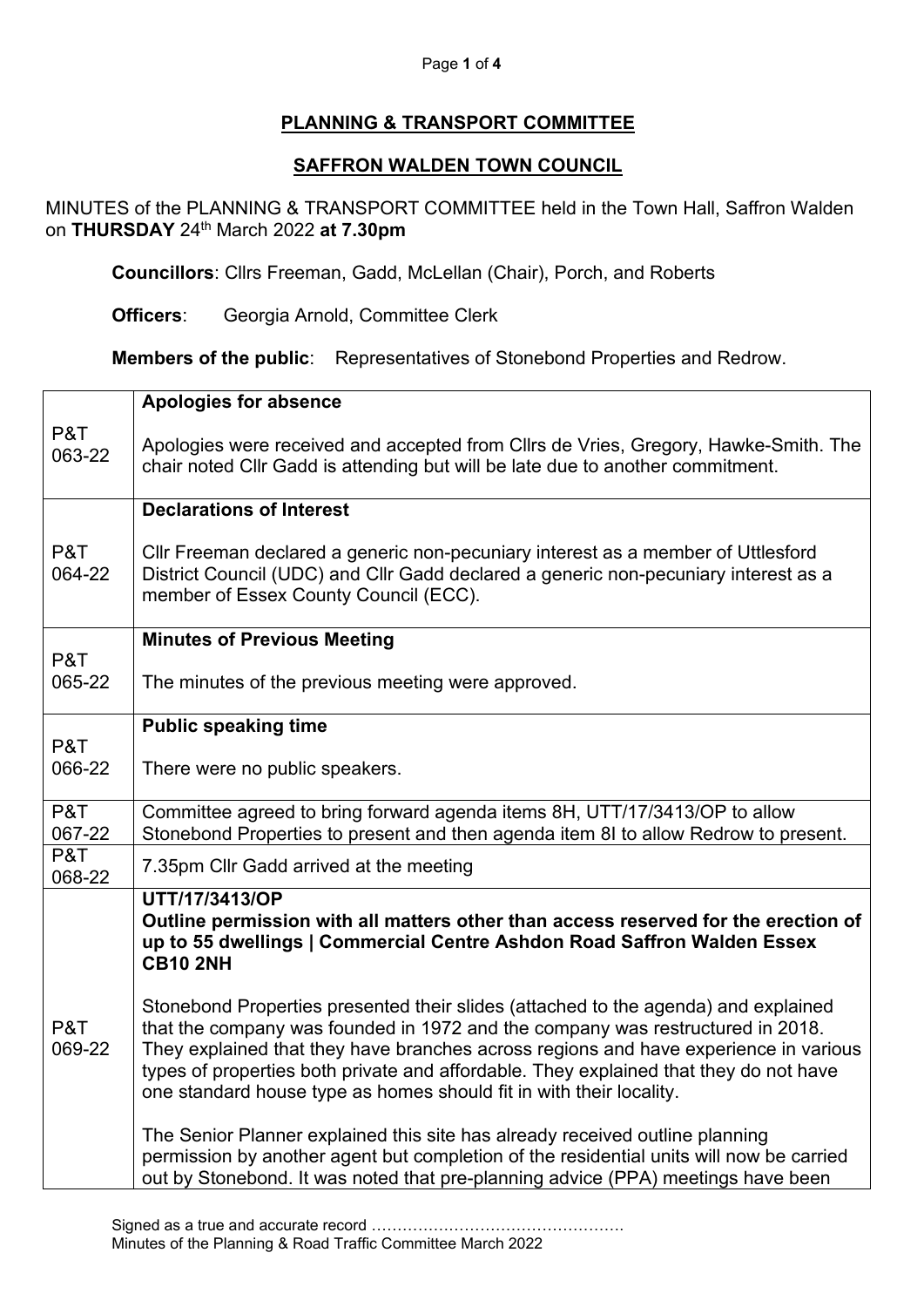**PLANNING & TRANSPORT COMMITTEE**

**SAFFRON WALDEN TOWN COUNCIL**

MINUTES of the PLANNING & TRANSPORT COMMITTEE held in the Town Hall, Saffron Walden on **THURSDAY** 24th March 2022 **at 7.30pm**

**Councillors**: Cllrs Freeman, Gadd, McLellan (Chair), Porch, and Roberts

**Officers**: Georgia Arnold, Committee Clerk

**Members of the public**: Representatives of Stonebond Properties and Redrow.

| | |
|---|---|
| P&T 063-22 | **Apologies for absence**<br><br>Apologies were received and accepted from Cllrs de Vries, Gregory, Hawke-Smith. The chair noted Cllr Gadd is attending but will be late due to another commitment. |
| P&T 064-22 | **Declarations of Interest**<br><br>Cllr Freeman declared a generic non-pecuniary interest as a member of Uttlesford District Council (UDC) and Cllr Gadd declared a generic non-pecuniary interest as a member of Essex County Council (ECC). |
| P&T 065-22 | **Minutes of Previous Meeting**<br><br>The minutes of the previous meeting were approved. |
| P&T 066-22 | **Public speaking time**<br><br>There were no public speakers. |
| P&T 067-22 | Committee agreed to bring forward agenda items 8H, UTT/17/3413/OP to allow Stonebond Properties to present and then agenda item 8I to allow Redrow to present. |
| P&T 068-22 | 7.35pm Cllr Gadd arrived at the meeting |
| P&T 069-22 | **UTT/17/3413/OP**<br>**Outline permission with all matters other than access reserved for the erection of up to 55 dwellings \| Commercial Centre Ashdon Road Saffron Walden Essex CB10 2NH**<br><br>Stonebond Properties presented their slides (attached to the agenda) and explained that the company was founded in 1972 and the company was restructured in 2018. They explained that they have branches across regions and have experience in various types of properties both private and affordable. They explained that they do not have one standard house type as homes should fit in with their locality.<br><br>The Senior Planner explained this site has already received outline planning permission by another agent but completion of the residential units will now be carried out by Stonebond. It was noted that pre-planning advice (PPA) meetings have been |

Signed as a true and accurate record ………………………………………….
Minutes of the Planning & Road Traffic Committee March 2022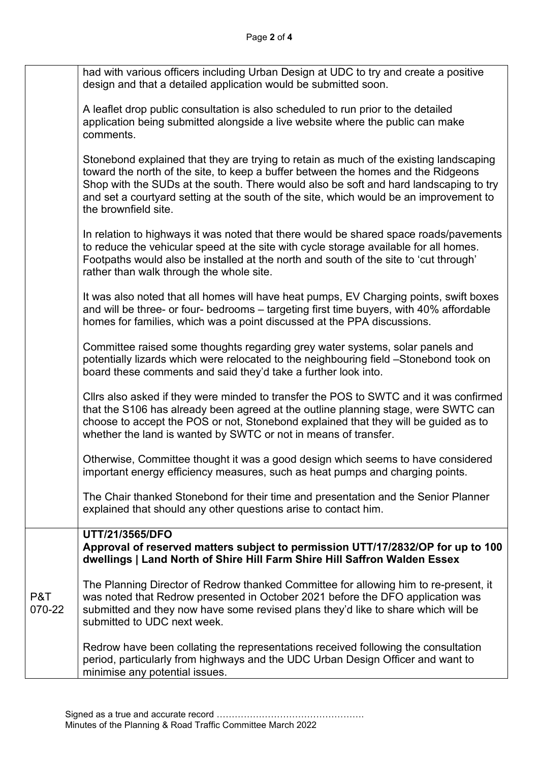| | |
|---|---|
| | had with various officers including Urban Design at UDC to try and create a positive design and that a detailed application would be submitted soon.<br><br>A leaflet drop public consultation is also scheduled to run prior to the detailed application being submitted alongside a live website where the public can make comments.<br><br>Stonebond explained that they are trying to retain as much of the existing landscaping toward the north of the site, to keep a buffer between the homes and the Ridgeons Shop with the SUDs at the south. There would also be soft and hard landscaping to try and set a courtyard setting at the south of the site, which would be an improvement to the brownfield site.<br><br>In relation to highways it was noted that there would be shared space roads/pavements to reduce the vehicular speed at the site with cycle storage available for all homes. Footpaths would also be installed at the north and south of the site to 'cut through' rather than walk through the whole site.<br><br>It was also noted that all homes will have heat pumps, EV Charging points, swift boxes and will be three- or four- bedrooms – targeting first time buyers, with 40% affordable homes for families, which was a point discussed at the PPA discussions.<br><br>Committee raised some thoughts regarding grey water systems, solar panels and potentially lizards which were relocated to the neighbouring field –Stonebond took on board these comments and said they'd take a further look into.<br><br>Cllrs also asked if they were minded to transfer the POS to SWTC and it was confirmed that the S106 has already been agreed at the outline planning stage, were SWTC can choose to accept the POS or not, Stonebond explained that they will be guided as to whether the land is wanted by SWTC or not in means of transfer.<br><br>Otherwise, Committee thought it was a good design which seems to have considered important energy efficiency measures, such as heat pumps and charging points.<br><br>The Chair thanked Stonebond for their time and presentation and the Senior Planner explained that should any other questions arise to contact him. |
| P&T 070-22 | **UTT/21/3565/DFO**<br>**Approval of reserved matters subject to permission UTT/17/2832/OP for up to 100 dwellings \| Land North of Shire Hill Farm Shire Hill Saffron Walden Essex**<br><br>The Planning Director of Redrow thanked Committee for allowing him to re-present, it was noted that Redrow presented in October 2021 before the DFO application was submitted and they now have some revised plans they'd like to share which will be submitted to UDC next week.<br><br>Redrow have been collating the representations received following the consultation period, particularly from highways and the UDC Urban Design Officer and want to minimise any potential issues. |

Signed as a true and accurate record ………………………………………….
Minutes of the Planning & Road Traffic Committee March 2022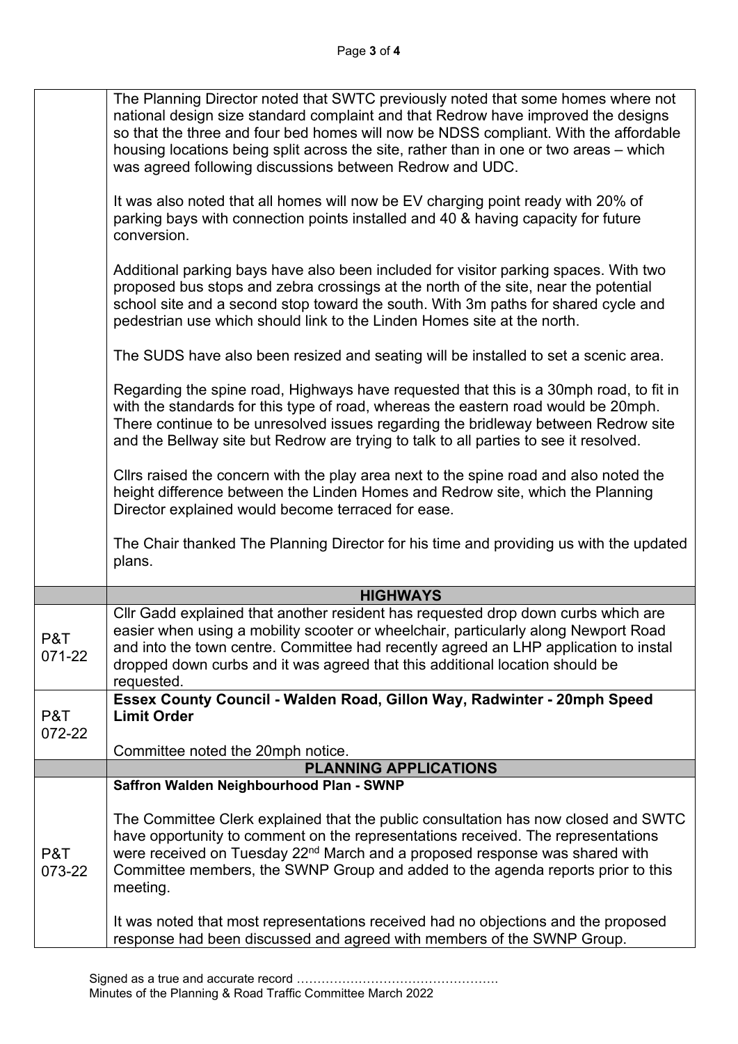| | |
|---|---|
| | The Planning Director noted that SWTC previously noted that some homes where not national design size standard complaint and that Redrow have improved the designs so that the three and four bed homes will now be NDSS compliant. With the affordable housing locations being split across the site, rather than in one or two areas – which was agreed following discussions between Redrow and UDC.<br><br>It was also noted that all homes will now be EV charging point ready with 20% of parking bays with connection points installed and 40 & having capacity for future conversion.<br><br>Additional parking bays have also been included for visitor parking spaces. With two proposed bus stops and zebra crossings at the north of the site, near the potential school site and a second stop toward the south. With 3m paths for shared cycle and pedestrian use which should link to the Linden Homes site at the north.<br><br>The SUDS have also been resized and seating will be installed to set a scenic area.<br><br>Regarding the spine road, Highways have requested that this is a 30mph road, to fit in with the standards for this type of road, whereas the eastern road would be 20mph. There continue to be unresolved issues regarding the bridleway between Redrow site and the Bellway site but Redrow are trying to talk to all parties to see it resolved.<br><br>Cllrs raised the concern with the play area next to the spine road and also noted the height difference between the Linden Homes and Redrow site, which the Planning Director explained would become terraced for ease.<br><br>The Chair thanked The Planning Director for his time and providing us with the updated plans. |
| | **HIGHWAYS** |
| P&T 071-22 | Cllr Gadd explained that another resident has requested drop down curbs which are easier when using a mobility scooter or wheelchair, particularly along Newport Road and into the town centre. Committee had recently agreed an LHP application to instal dropped down curbs and it was agreed that this additional location should be requested. |
| P&T 072-22 | **Essex County Council - Walden Road, Gillon Way, Radwinter - 20mph Speed Limit Order**<br><br>Committee noted the 20mph notice. |
| | **PLANNING APPLICATIONS** |
| P&T 073-22 | **Saffron Walden Neighbourhood Plan - SWNP**<br><br>The Committee Clerk explained that the public consultation has now closed and SWTC have opportunity to comment on the representations received. The representations were received on Tuesday 22nd March and a proposed response was shared with Committee members, the SWNP Group and added to the agenda reports prior to this meeting.<br><br>It was noted that most representations received had no objections and the proposed response had been discussed and agreed with members of the SWNP Group. |

Signed as a true and accurate record ………………………………………….
Minutes of the Planning & Road Traffic Committee March 2022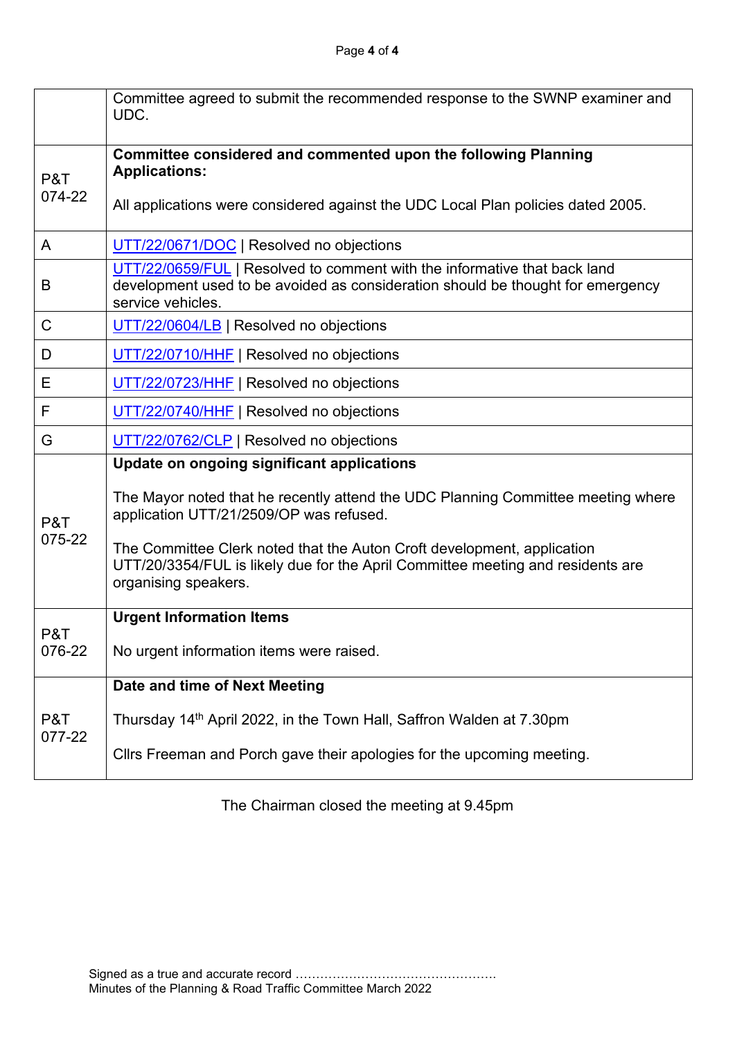| | |
|---|---|
| | Committee agreed to submit the recommended response to the SWNP examiner and UDC. |
| P&T 074-22 | **Committee considered and commented upon the following Planning Applications:**<br><br>All applications were considered against the UDC Local Plan policies dated 2005. |
| A | UTT/22/0671/DOC \| Resolved no objections |
| B | UTT/22/0659/FUL \| Resolved to comment with the informative that back land development used to be avoided as consideration should be thought for emergency service vehicles. |
| C | UTT/22/0604/LB \| Resolved no objections |
| D | UTT/22/0710/HHF \| Resolved no objections |
| E | UTT/22/0723/HHF \| Resolved no objections |
| F | UTT/22/0740/HHF \| Resolved no objections |
| G | UTT/22/0762/CLP \| Resolved no objections |
| P&T 075-22 | **Update on ongoing significant applications**<br><br>The Mayor noted that he recently attend the UDC Planning Committee meeting where application UTT/21/2509/OP was refused.<br><br>The Committee Clerk noted that the Auton Croft development, application UTT/20/3354/FUL is likely due for the April Committee meeting and residents are organising speakers. |
| P&T 076-22 | **Urgent Information Items**<br><br>No urgent information items were raised. |
| P&T 077-22 | **Date and time of Next Meeting**<br><br>Thursday 14th April 2022, in the Town Hall, Saffron Walden at 7.30pm<br><br>Cllrs Freeman and Porch gave their apologies for the upcoming meeting. |

The Chairman closed the meeting at 9.45pm

Signed as a true and accurate record …………………………………………
Minutes of the Planning & Road Traffic Committee March 2022